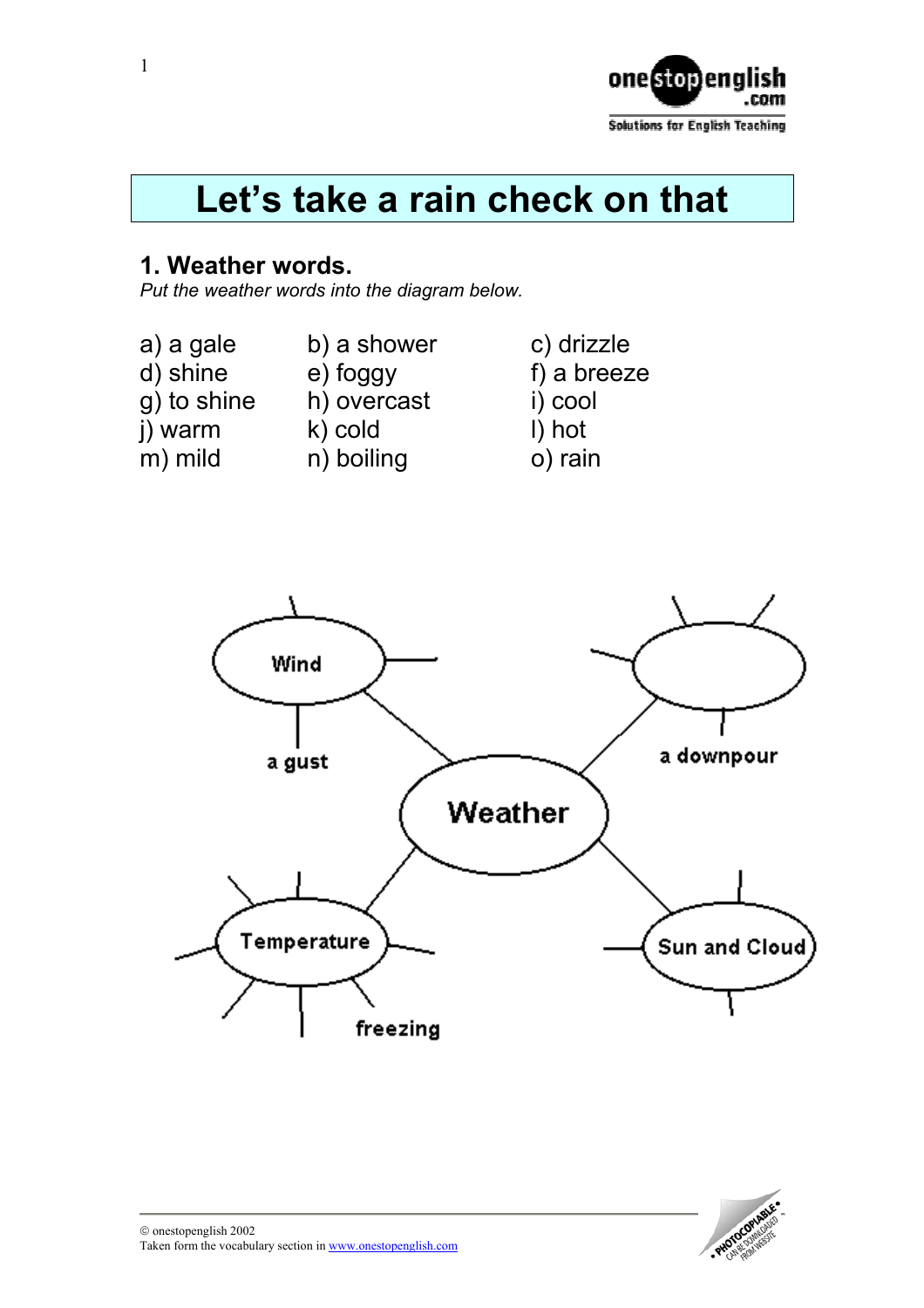# Let's take a rain check on that

## 1. Weather words.

*Put the weather words into the diagram below.*

| | | |
|---|---|---|
| a) a gale | b) a shower | c) drizzle |
| d) shine | e) foggy | f) a breeze |
| g) to shine | h) overcast | i) cool |
| j) warm | k) cold | l) hot |
| m) mild | n) boiling | o) rain |

Weather

Wind

a gust

a downpour

Temperature

freezing

Sun and Cloud

© onestopenglish 2002
Taken form the vocabulary section in www.onestopenglish.com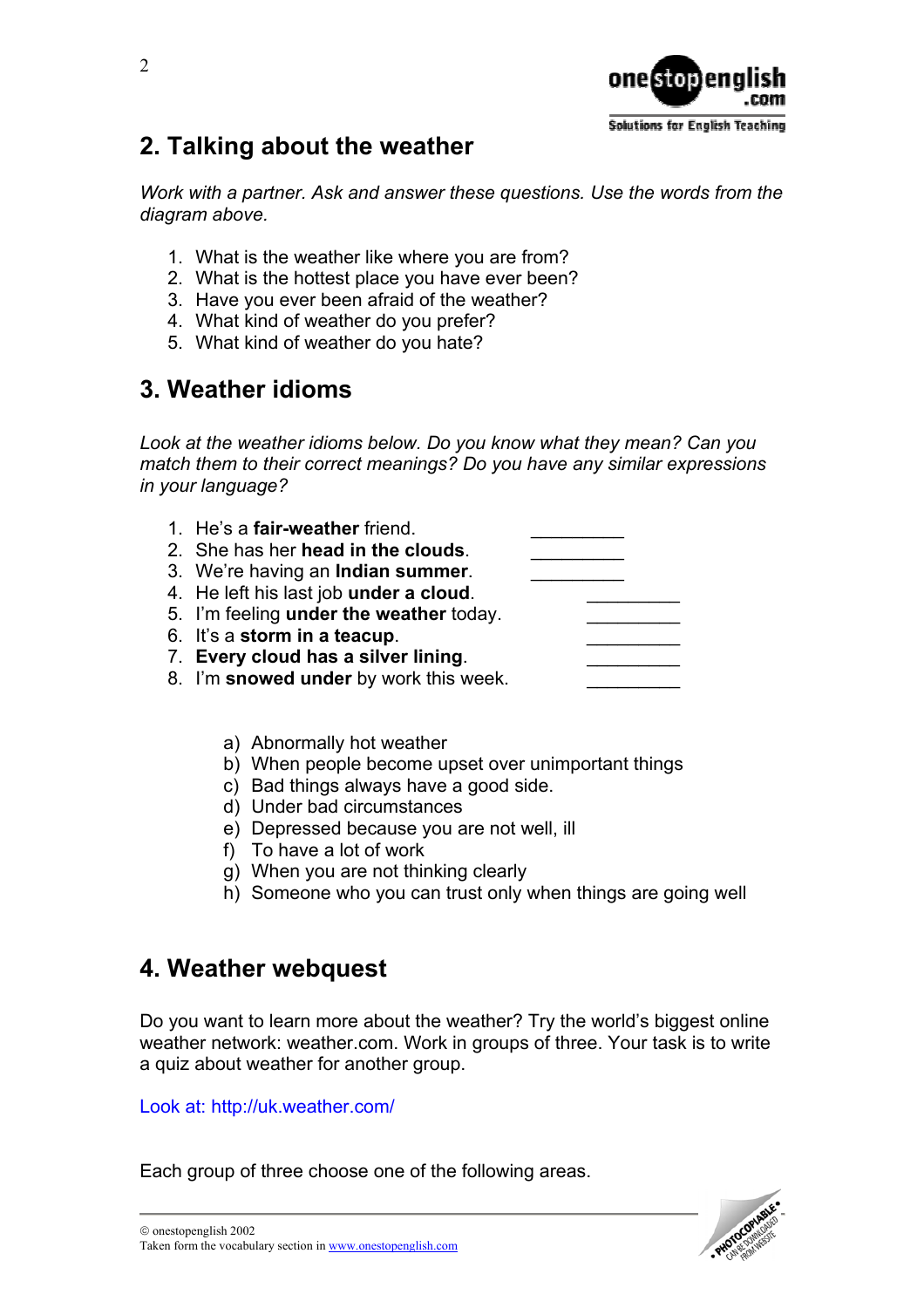## 2. Talking about the weather

*Work with a partner. Ask and answer these questions. Use the words from the diagram above.*

1. What is the weather like where you are from?
2. What is the hottest place you have ever been?
3. Have you ever been afraid of the weather?
4. What kind of weather do you prefer?
5. What kind of weather do you hate?

## 3. Weather idioms

*Look at the weather idioms below. Do you know what they mean? Can you match them to their correct meanings? Do you have any similar expressions in your language?*

1. He's a **fair-weather** friend. \_\_\_\_\_\_\_\_\_\_
2. She has her **head in the clouds**. \_\_\_\_\_\_\_\_\_\_
3. We're having an **Indian summer**. \_\_\_\_\_\_\_\_\_\_
4. He left his last job **under a cloud**. \_\_\_\_\_\_\_\_\_\_
5. I'm feeling **under the weather** today. \_\_\_\_\_\_\_\_\_\_
6. It's a **storm in a teacup**. \_\_\_\_\_\_\_\_\_\_
7. **Every cloud has a silver lining**. \_\_\_\_\_\_\_\_\_\_
8. I'm **snowed under** by work this week. \_\_\_\_\_\_\_\_\_\_

a) Abnormally hot weather
b) When people become upset over unimportant things
c) Bad things always have a good side.
d) Under bad circumstances
e) Depressed because you are not well, ill
f) To have a lot of work
g) When you are not thinking clearly
h) Someone who you can trust only when things are going well

## 4. Weather webquest

Do you want to learn more about the weather? Try the world's biggest online weather network: weather.com. Work in groups of three. Your task is to write a quiz about weather for another group.

Look at: http://uk.weather.com/

Each group of three choose one of the following areas.

© onestopenglish 2002
Taken form the vocabulary section in www.onestopenglish.com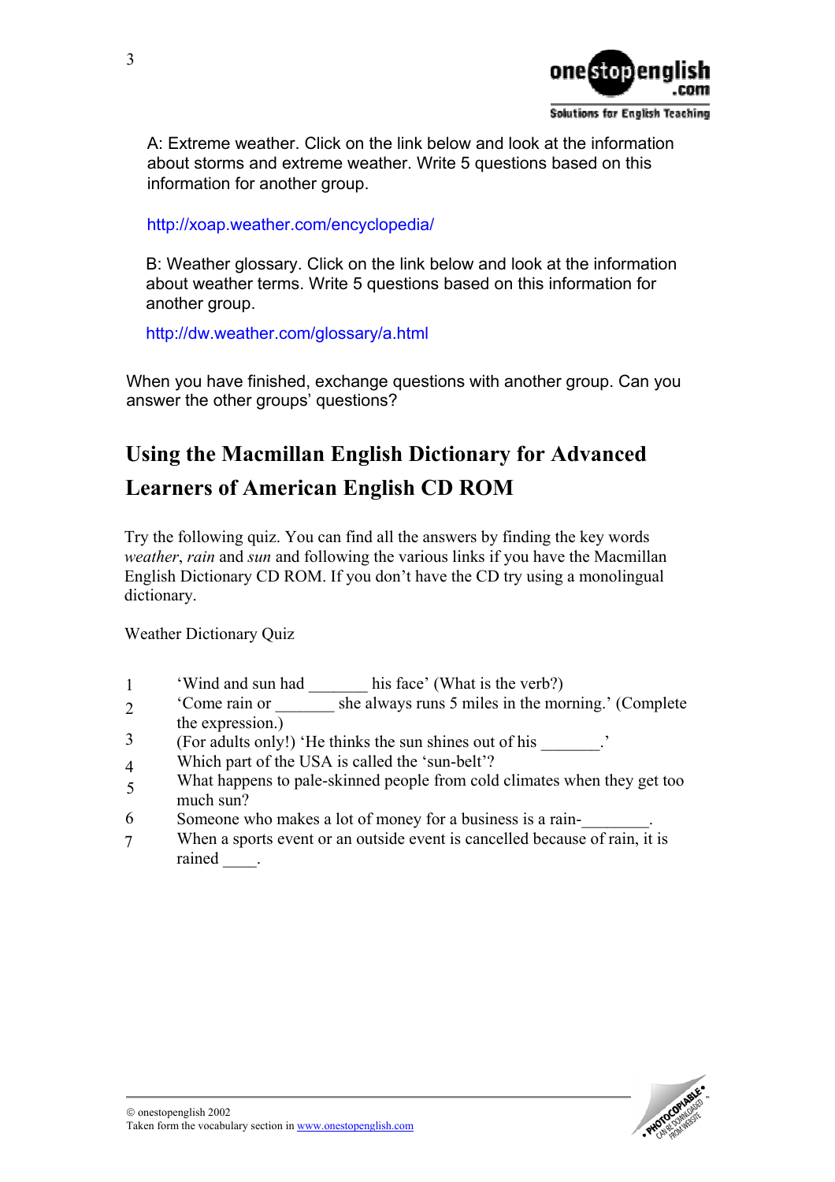A: Extreme weather. Click on the link below and look at the information about storms and extreme weather. Write 5 questions based on this information for another group.

http://xoap.weather.com/encyclopedia/

B: Weather glossary. Click on the link below and look at the information about weather terms. Write 5 questions based on this information for another group.

http://dw.weather.com/glossary/a.html

When you have finished, exchange questions with another group. Can you answer the other groups' questions?

## Using the Macmillan English Dictionary for Advanced Learners of American English CD ROM

Try the following quiz. You can find all the answers by finding the key words *weather*, *rain* and *sun* and following the various links if you have the Macmillan English Dictionary CD ROM. If you don't have the CD try using a monolingual dictionary.

Weather Dictionary Quiz

1. 'Wind and sun had _______ his face' (What is the verb?)
2. 'Come rain or _______ she always runs 5 miles in the morning.' (Complete the expression.)
3. (For adults only!) 'He thinks the sun shines out of his _______.'
4. Which part of the USA is called the 'sun-belt'?
5. What happens to pale-skinned people from cold climates when they get too much sun?
6. Someone who makes a lot of money for a business is a rain-________.
7. When a sports event or an outside event is cancelled because of rain, it is rained ____.

© onestopenglish 2002
Taken form the vocabulary section in www.onestopenglish.com